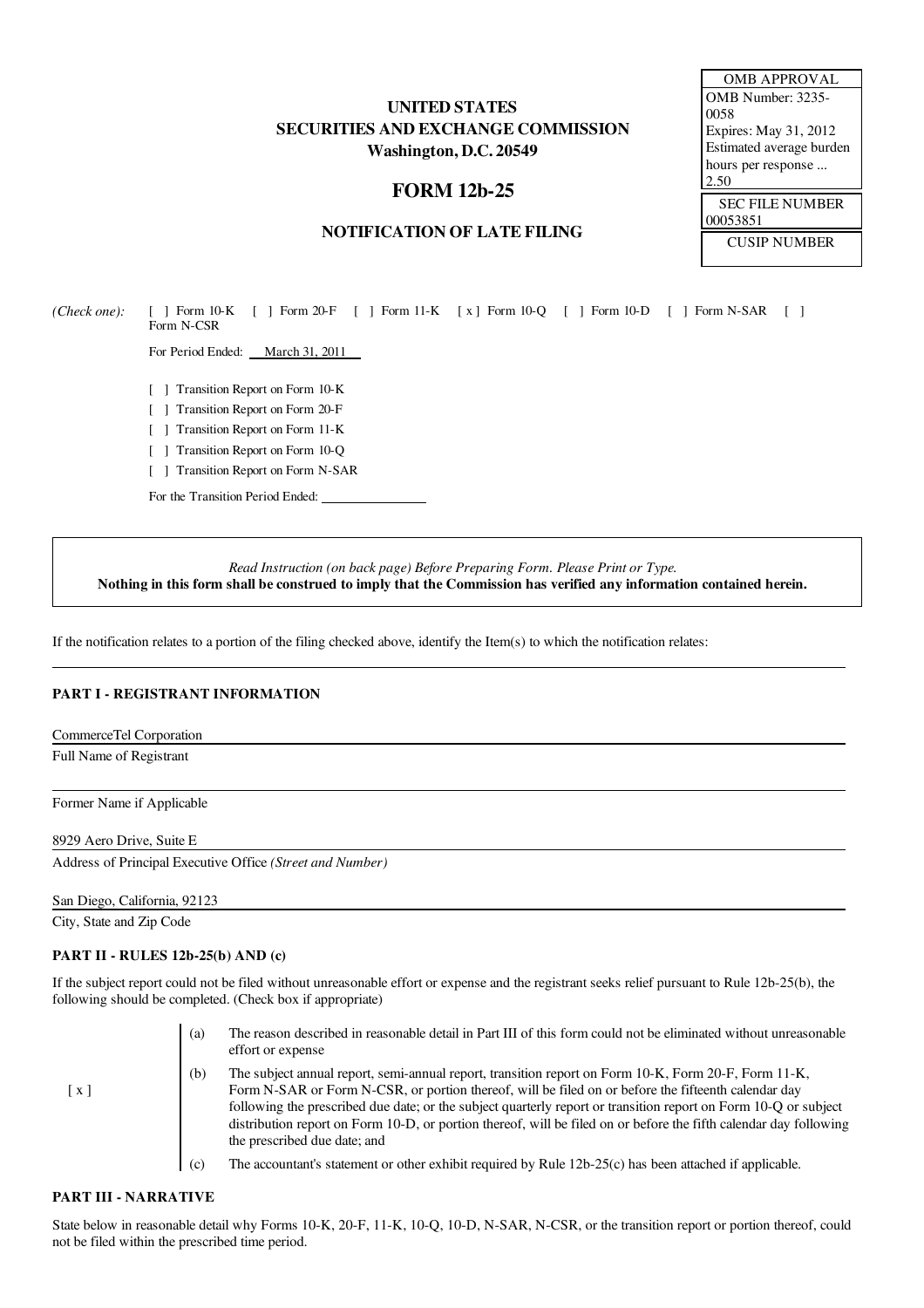**UNITED STATES**
**SECURITIES AND EXCHANGE COMMISSION**
**Washington, D.C. 20549**

# FORM 12b-25

**NOTIFICATION OF LATE FILING**

| OMB APPROVAL |
|---|
| OMB Number: 3235-0058 |
| Expires: May 31, 2012 |
| Estimated average burden hours per response ... 2.50 |

| SEC FILE NUMBER |
|---|
| 00053851 |

| CUSIP NUMBER |
|---|
| |

*(Check one):* [ ] Form 10-K [ ] Form 20-F [ ] Form 11-K [ x ] Form 10-Q [ ] Form 10-D [ ] Form N-SAR [ ] Form N-CSR

For Period Ended: March 31, 2011

[ ] Transition Report on Form 10-K
[ ] Transition Report on Form 20-F
[ ] Transition Report on Form 11-K
[ ] Transition Report on Form 10-Q
[ ] Transition Report on Form N-SAR

For the Transition Period Ended: \_\_\_\_\_\_\_\_\_\_\_\_

*Read Instruction (on back page) Before Preparing Form. Please Print or Type.*
**Nothing in this form shall be construed to imply that the Commission has verified any information contained herein.**

If the notification relates to a portion of the filing checked above, identify the Item(s) to which the notification relates:

## PART I - REGISTRANT INFORMATION

CommerceTel Corporation
Full Name of Registrant

Former Name if Applicable

8929 Aero Drive, Suite E
Address of Principal Executive Office *(Street and Number)*

San Diego, California, 92123
City, State and Zip Code

## PART II - RULES 12b-25(b) AND (c)

If the subject report could not be filed without unreasonable effort or expense and the registrant seeks relief pursuant to Rule 12b-25(b), the following should be completed. (Check box if appropriate)

[ x ]

(a) The reason described in reasonable detail in Part III of this form could not be eliminated without unreasonable effort or expense

(b) The subject annual report, semi-annual report, transition report on Form 10-K, Form 20-F, Form 11-K, Form N-SAR or Form N-CSR, or portion thereof, will be filed on or before the fifteenth calendar day following the prescribed due date; or the subject quarterly report or transition report on Form 10-Q or subject distribution report on Form 10-D, or portion thereof, will be filed on or before the fifth calendar day following the prescribed due date; and

(c) The accountant's statement or other exhibit required by Rule 12b-25(c) has been attached if applicable.

## PART III - NARRATIVE

State below in reasonable detail why Forms 10-K, 20-F, 11-K, 10-Q, 10-D, N-SAR, N-CSR, or the transition report or portion thereof, could not be filed within the prescribed time period.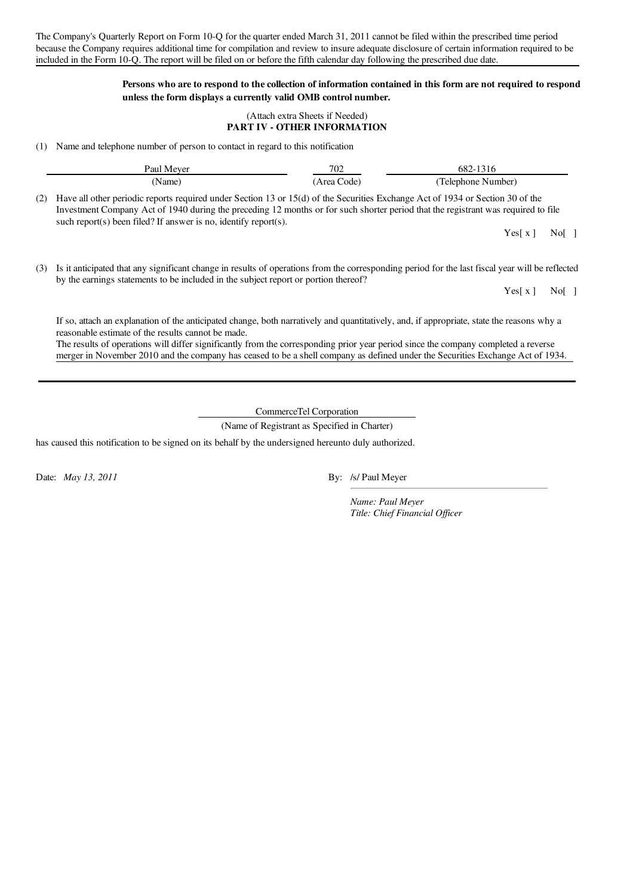The Company's Quarterly Report on Form 10-Q for the quarter ended March 31, 2011 cannot be filed within the prescribed time period because the Company requires additional time for compilation and review to insure adequate disclosure of certain information required to be included in the Form 10-Q. The report will be filed on or before the fifth calendar day following the prescribed due date.

**Persons who are to respond to the collection of information contained in this form are not required to respond unless the form displays a currently valid OMB control number.**

(Attach extra Sheets if Needed)

**PART IV - OTHER INFORMATION**

(1) Name and telephone number of person to contact in regard to this notification

| Paul Meyer | 702 | 682-1316 |
|---|---|---|
| (Name) | (Area Code) | (Telephone Number) |

(2) Have all other periodic reports required under Section 13 or 15(d) of the Securities Exchange Act of 1934 or Section 30 of the Investment Company Act of 1940 during the preceding 12 months or for such shorter period that the registrant was required to file such report(s) been filed? If answer is no, identify report(s).

Yes[ x ] No[ ]

(3) Is it anticipated that any significant change in results of operations from the corresponding period for the last fiscal year will be reflected by the earnings statements to be included in the subject report or portion thereof?

Yes[ x ] No[ ]

If so, attach an explanation of the anticipated change, both narratively and quantitatively, and, if appropriate, state the reasons why a reasonable estimate of the results cannot be made.

The results of operations will differ significantly from the corresponding prior year period since the company completed a reverse merger in November 2010 and the company has ceased to be a shell company as defined under the Securities Exchange Act of 1934.

CommerceTel Corporation

(Name of Registrant as Specified in Charter)

has caused this notification to be signed on its behalf by the undersigned hereunto duly authorized.

Date: *May 13, 2011*

By: /s/ Paul Meyer

*Name: Paul Meyer*

*Title: Chief Financial Officer*